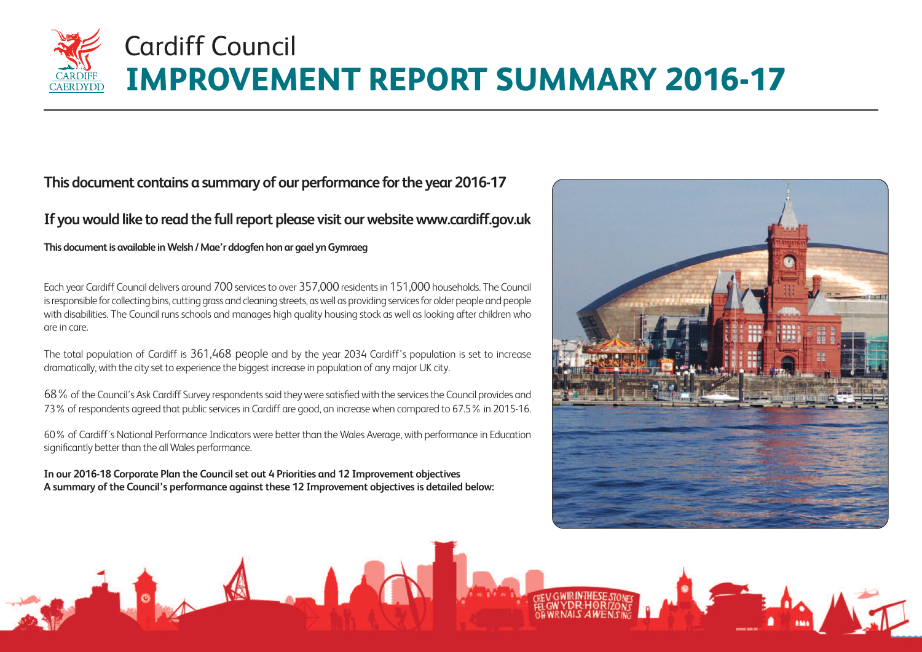# Cardiff Council
# IMPROVEMENT REPORT SUMMARY 2016-17

**This document contains a summary of our performance for the year 2016-17**

**If you would like to read the full report please visit our website www.cardiff.gov.uk**

**This document is available in Welsh / Mae'r ddogfen hon ar gael yn Gymraeg**

Each year Cardiff Council delivers around 700 services to over 357,000 residents in 151,000 households. The Council is responsible for collecting bins, cutting grass and cleaning streets, as well as providing services for older people and people with disabilities. The Council runs schools and manages high quality housing stock as well as looking after children who are in care.

The total population of Cardiff is 361,468 people and by the year 2034 Cardiff's population is set to increase dramatically, with the city set to experience the biggest increase in population of any major UK city.

68% of the Council's Ask Cardiff Survey respondents said they were satisfied with the services the Council provides and 73% of respondents agreed that public services in Cardiff are good, an increase when compared to 67.5% in 2015-16.

60% of Cardiff's National Performance Indicators were better than the Wales Average, with performance in Education significantly better than the all Wales performance.

**In our 2016-18 Corporate Plan the Council set out 4 Priorities and 12 Improvement objectives**
**A summary of the Council's performance against these 12 Improvement objectives is detailed below:**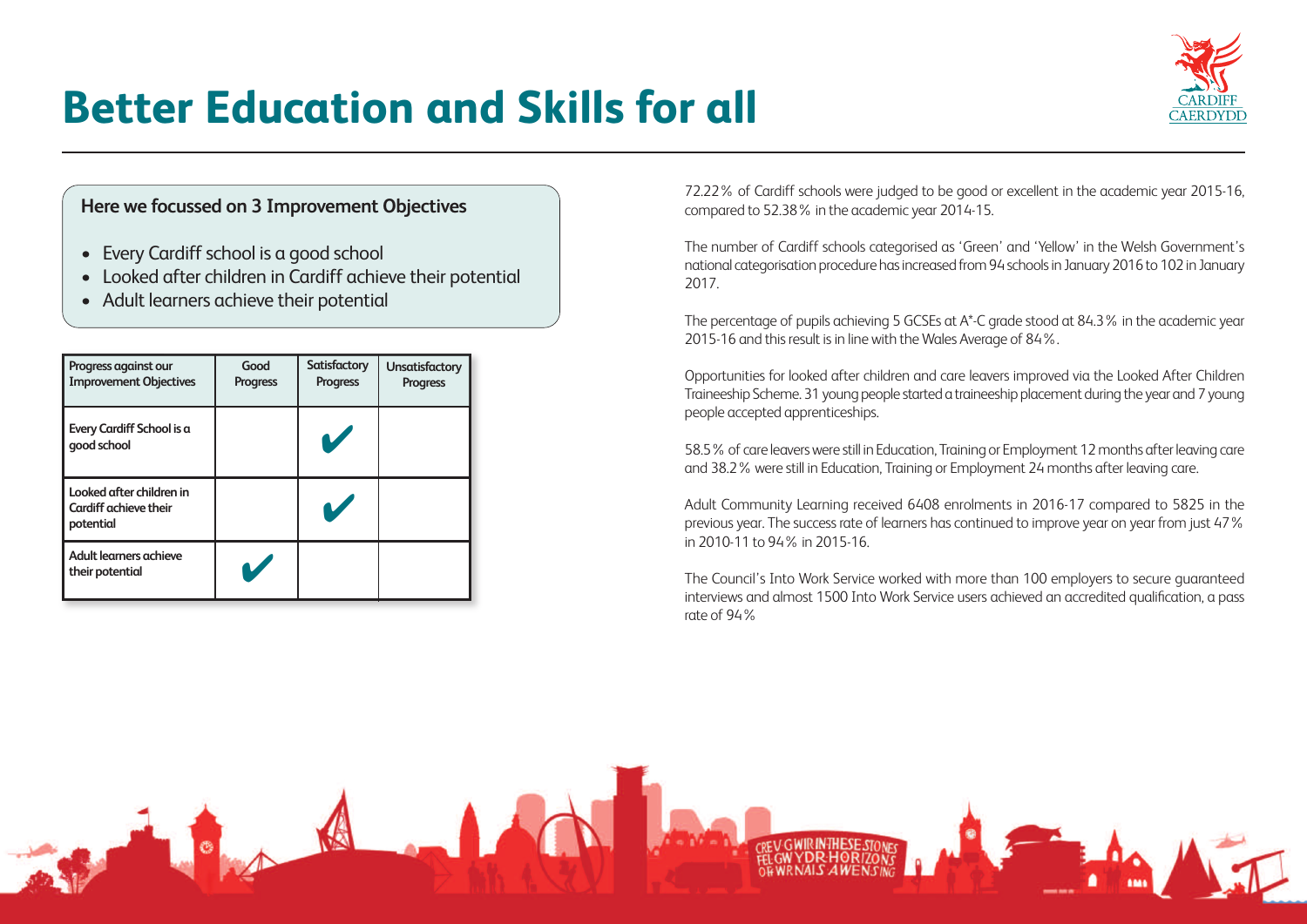# Better Education and Skills for all

**Here we focussed on 3 Improvement Objectives**

- Every Cardiff school is a good school
- Looked after children in Cardiff achieve their potential
- Adult learners achieve their potential

| Progress against our Improvement Objectives | Good Progress | Satisfactory Progress | Unsatisfactory Progress |
|---|---|---|---|
| Every Cardiff School is a good school | | ✔ | |
| Looked after children in Cardiff achieve their potential | | ✔ | |
| Adult learners achieve their potential | ✔ | | |

72.22% of Cardiff schools were judged to be good or excellent in the academic year 2015-16, compared to 52.38% in the academic year 2014-15.

The number of Cardiff schools categorised as 'Green' and 'Yellow' in the Welsh Government's national categorisation procedure has increased from 94 schools in January 2016 to 102 in January 2017.

The percentage of pupils achieving 5 GCSEs at A*-C grade stood at 84.3% in the academic year 2015-16 and this result is in line with the Wales Average of 84%.

Opportunities for looked after children and care leavers improved via the Looked After Children Traineeship Scheme. 31 young people started a traineeship placement during the year and 7 young people accepted apprenticeships.

58.5% of care leavers were still in Education, Training or Employment 12 months after leaving care and 38.2% were still in Education, Training or Employment 24 months after leaving care.

Adult Community Learning received 6408 enrolments in 2016-17 compared to 5825 in the previous year. The success rate of learners has continued to improve year on year from just 47% in 2010-11 to 94% in 2015-16.

The Council's Into Work Service worked with more than 100 employers to secure guaranteed interviews and almost 1500 Into Work Service users achieved an accredited qualification, a pass rate of 94%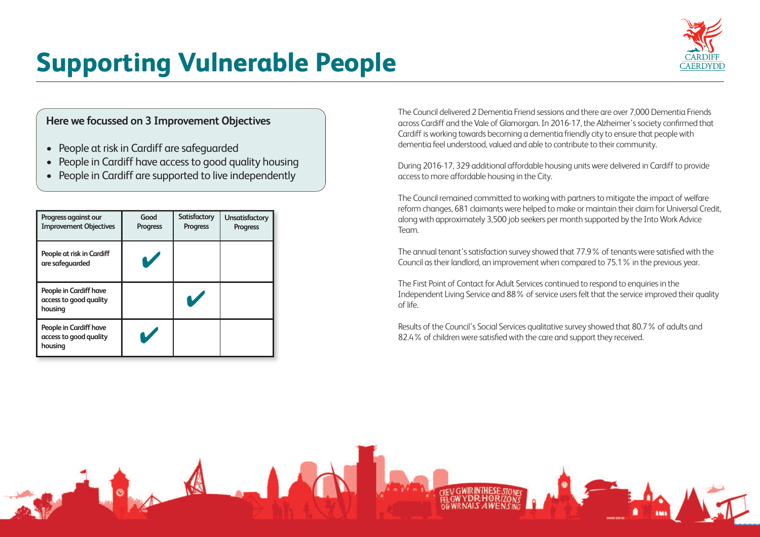# Supporting Vulnerable People

**Here we focussed on 3 Improvement Objectives**

- People at risk in Cardiff are safeguarded
- People in Cardiff have access to good quality housing
- People in Cardiff are supported to live independently

| Progress against our Improvement Objectives | Good Progress | Satisfactory Progress | Unsatisfactory Progress |
|---|---|---|---|
| People at risk in Cardiff are safeguarded | ✔ | | |
| People in Cardiff have access to good quality housing | | ✔ | |
| People in Cardiff have access to good quality housing | ✔ | | |

The Council delivered 2 Dementia Friend sessions and there are over 7,000 Dementia Friends across Cardiff and the Vale of Glamorgan. In 2016-17, the Alzheimer's society confirmed that Cardiff is working towards becoming a dementia friendly city to ensure that people with dementia feel understood, valued and able to contribute to their community.

During 2016-17, 329 additional affordable housing units were delivered in Cardiff to provide access to more affordable housing in the City.

The Council remained committed to working with partners to mitigate the impact of welfare reform changes, 681 claimants were helped to make or maintain their claim for Universal Credit, along with approximately 3,500 job seekers per month supported by the Into Work Advice Team.

The annual tenant's satisfaction survey showed that 77.9% of tenants were satisfied with the Council as their landlord, an improvement when compared to 75.1% in the previous year.

The First Point of Contact for Adult Services continued to respond to enquiries in the Independent Living Service and 88% of service users felt that the service improved their quality of life.

Results of the Council's Social Services qualitative survey showed that 80.7% of adults and 82.4% of children were satisfied with the care and support they received.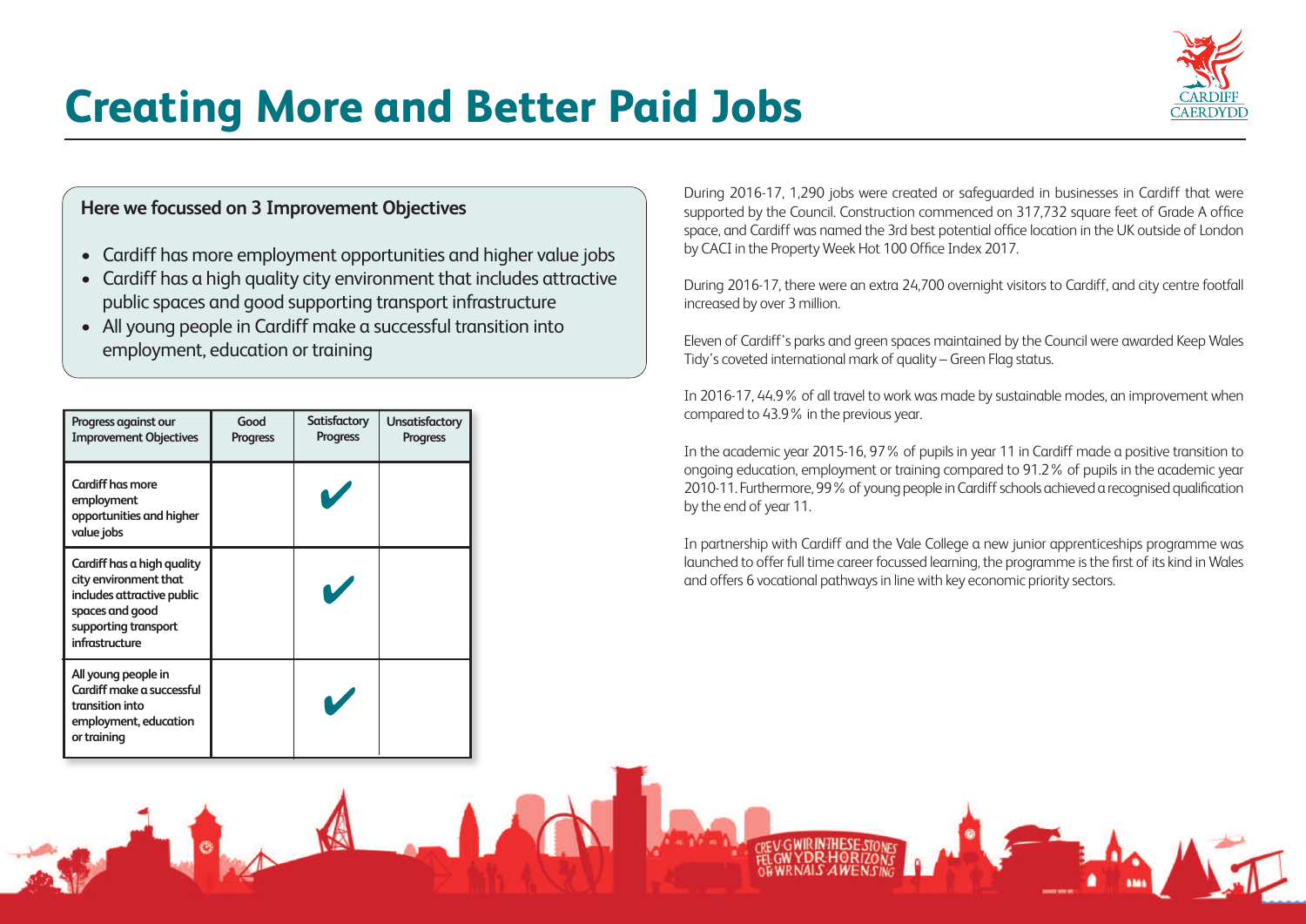# Creating More and Better Paid Jobs

**Here we focussed on 3 Improvement Objectives**

- Cardiff has more employment opportunities and higher value jobs
- Cardiff has a high quality city environment that includes attractive public spaces and good supporting transport infrastructure
- All young people in Cardiff make a successful transition into employment, education or training

| Progress against our Improvement Objectives | Good Progress | Satisfactory Progress | Unsatisfactory Progress |
|---|---|---|---|
| Cardiff has more employment opportunities and higher value jobs | | ✔ | |
| Cardiff has a high quality city environment that includes attractive public spaces and good supporting transport infrastructure | | ✔ | |
| All young people in Cardiff make a successful transition into employment, education or training | | ✔ | |

During 2016-17, 1,290 jobs were created or safeguarded in businesses in Cardiff that were supported by the Council. Construction commenced on 317,732 square feet of Grade A office space, and Cardiff was named the 3rd best potential office location in the UK outside of London by CACI in the Property Week Hot 100 Office Index 2017.

During 2016-17, there were an extra 24,700 overnight visitors to Cardiff, and city centre footfall increased by over 3 million.

Eleven of Cardiff's parks and green spaces maintained by the Council were awarded Keep Wales Tidy's coveted international mark of quality – Green Flag status.

In 2016-17, 44.9% of all travel to work was made by sustainable modes, an improvement when compared to 43.9% in the previous year.

In the academic year 2015-16, 97% of pupils in year 11 in Cardiff made a positive transition to ongoing education, employment or training compared to 91.2% of pupils in the academic year 2010-11. Furthermore, 99% of young people in Cardiff schools achieved a recognised qualification by the end of year 11.

In partnership with Cardiff and the Vale College a new junior apprenticeships programme was launched to offer full time career focussed learning, the programme is the first of its kind in Wales and offers 6 vocational pathways in line with key economic priority sectors.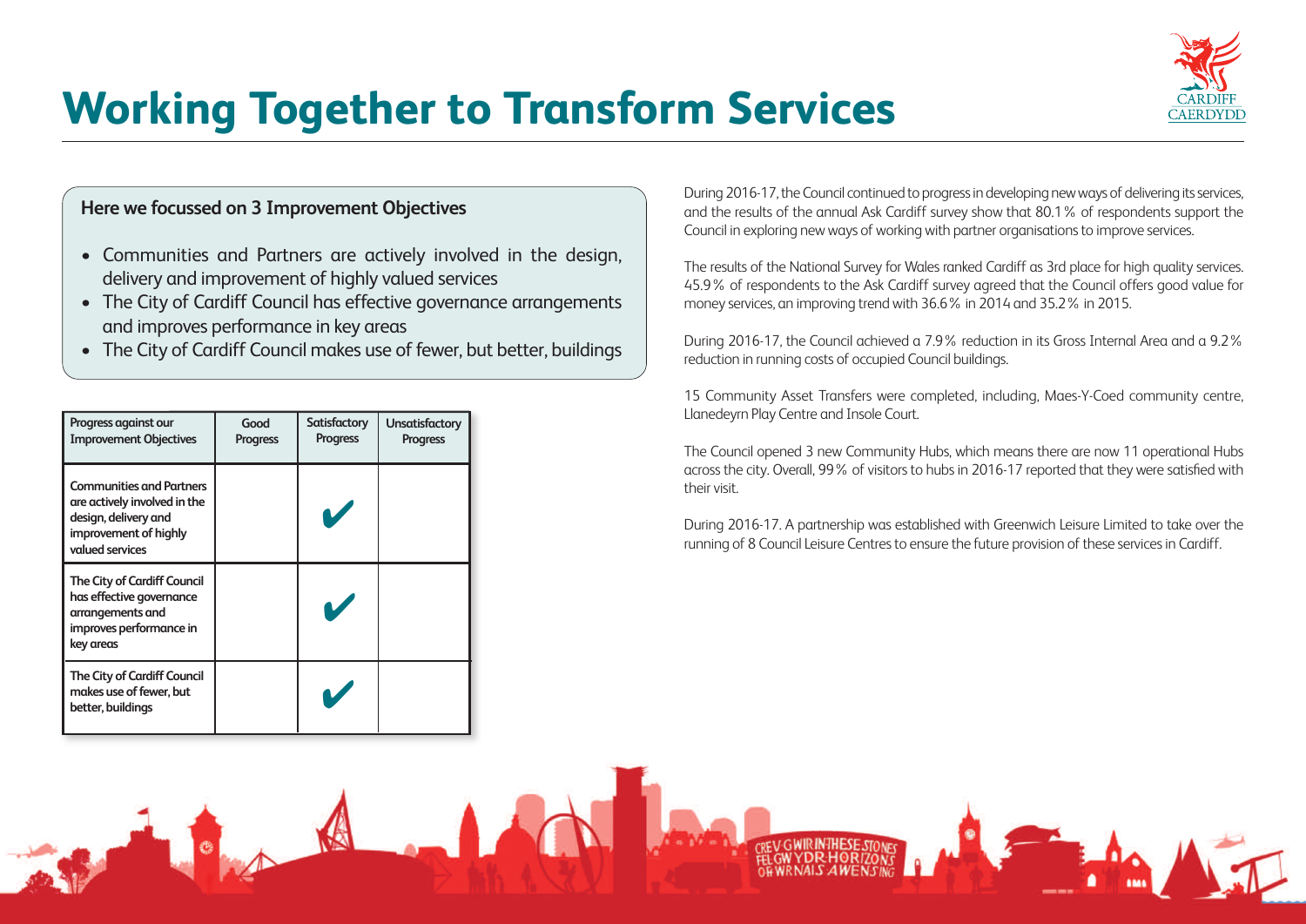# Working Together to Transform Services

**Here we focussed on 3 Improvement Objectives**

- Communities and Partners are actively involved in the design, delivery and improvement of highly valued services
- The City of Cardiff Council has effective governance arrangements and improves performance in key areas
- The City of Cardiff Council makes use of fewer, but better, buildings

| Progress against our Improvement Objectives | Good Progress | Satisfactory Progress | Unsatisfactory Progress |
|---|---|---|---|
| **Communities and Partners are actively involved in the design, delivery and improvement of highly valued services** | | ✔ | |
| **The City of Cardiff Council has effective governance arrangements and improves performance in key areas** | | ✔ | |
| **The City of Cardiff Council makes use of fewer, but better, buildings** | | ✔ | |

During 2016-17, the Council continued to progress in developing new ways of delivering its services, and the results of the annual Ask Cardiff survey show that 80.1% of respondents support the Council in exploring new ways of working with partner organisations to improve services.

The results of the National Survey for Wales ranked Cardiff as 3rd place for high quality services. 45.9% of respondents to the Ask Cardiff survey agreed that the Council offers good value for money services, an improving trend with 36.6% in 2014 and 35.2% in 2015.

During 2016-17, the Council achieved a 7.9% reduction in its Gross Internal Area and a 9.2% reduction in running costs of occupied Council buildings.

15 Community Asset Transfers were completed, including, Maes-Y-Coed community centre, Llanedeyrn Play Centre and Insole Court.

The Council opened 3 new Community Hubs, which means there are now 11 operational Hubs across the city. Overall, 99% of visitors to hubs in 2016-17 reported that they were satisfied with their visit.

During 2016-17. A partnership was established with Greenwich Leisure Limited to take over the running of 8 Council Leisure Centres to ensure the future provision of these services in Cardiff.